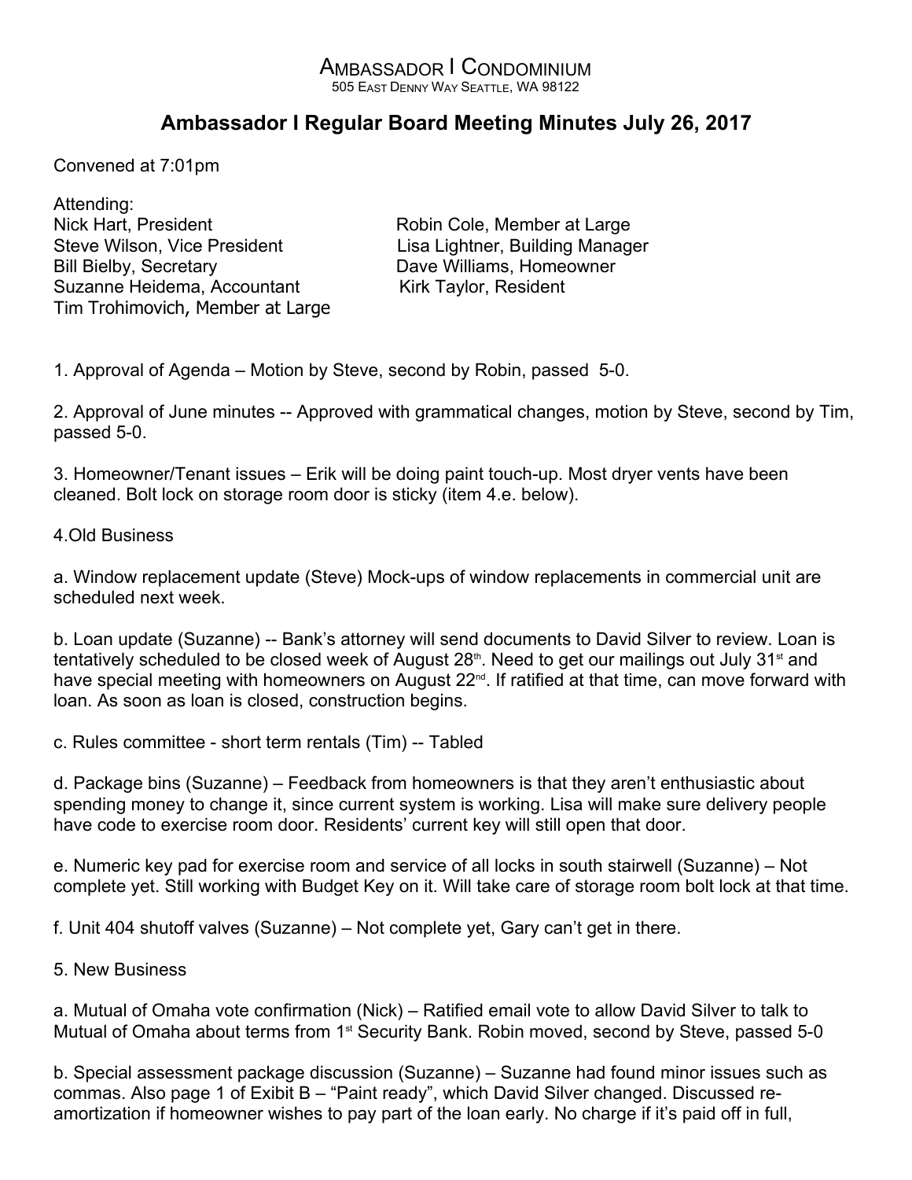# Ambassador I Condominium

505 East Denny Way Seattle, WA 98122

## Ambassador I Regular Board Meeting Minutes July 26, 2017

Convened at 7:01pm

Attending:

Nick Hart, President
Steve Wilson, Vice President
Bill Bielby, Secretary
Suzanne Heidema, Accountant
Tim Trohimovich, Member at Large
Robin Cole, Member at Large
Lisa Lightner, Building Manager
Dave Williams, Homeowner
Kirk Taylor, Resident

1. Approval of Agenda – Motion by Steve, second by Robin, passed 5-0.

2. Approval of June minutes -- Approved with grammatical changes, motion by Steve, second by Tim, passed 5-0.

3. Homeowner/Tenant issues – Erik will be doing paint touch-up. Most dryer vents have been cleaned. Bolt lock on storage room door is sticky (item 4.e. below).

4.Old Business

a. Window replacement update (Steve) Mock-ups of window replacements in commercial unit are scheduled next week.

b. Loan update (Suzanne) -- Bank's attorney will send documents to David Silver to review. Loan is tentatively scheduled to be closed week of August 28th. Need to get our mailings out July 31st and have special meeting with homeowners on August 22nd. If ratified at that time, can move forward with loan. As soon as loan is closed, construction begins.

c. Rules committee - short term rentals (Tim) -- Tabled

d. Package bins (Suzanne) – Feedback from homeowners is that they aren't enthusiastic about spending money to change it, since current system is working. Lisa will make sure delivery people have code to exercise room door. Residents' current key will still open that door.

e. Numeric key pad for exercise room and service of all locks in south stairwell (Suzanne) – Not complete yet. Still working with Budget Key on it. Will take care of storage room bolt lock at that time.

f. Unit 404 shutoff valves (Suzanne) – Not complete yet, Gary can't get in there.

5. New Business

a. Mutual of Omaha vote confirmation (Nick) – Ratified email vote to allow David Silver to talk to Mutual of Omaha about terms from 1st Security Bank. Robin moved, second by Steve, passed 5-0

b. Special assessment package discussion (Suzanne) – Suzanne had found minor issues such as commas. Also page 1 of Exibit B – "Paint ready", which David Silver changed. Discussed re-amortization if homeowner wishes to pay part of the loan early. No charge if it's paid off in full,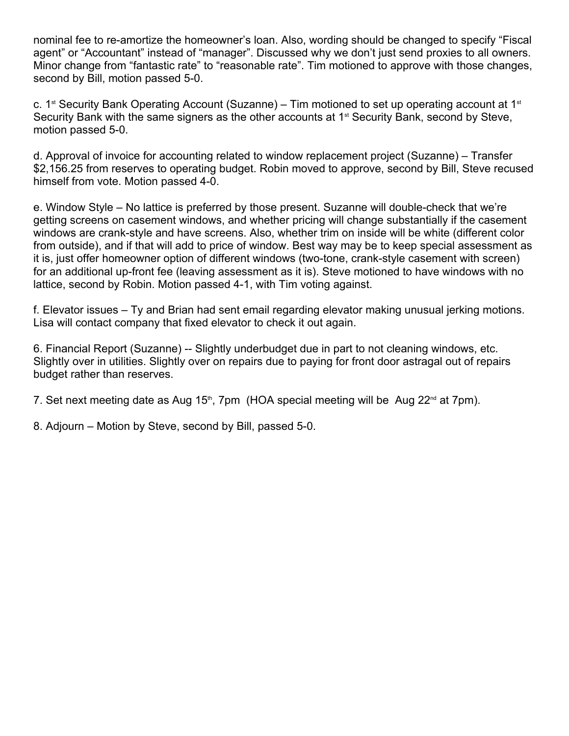nominal fee to re-amortize the homeowner's loan. Also, wording should be changed to specify "Fiscal agent" or "Accountant" instead of "manager". Discussed why we don't just send proxies to all owners. Minor change from "fantastic rate" to "reasonable rate". Tim motioned to approve with those changes, second by Bill, motion passed 5-0.

c. 1st Security Bank Operating Account (Suzanne) – Tim motioned to set up operating account at 1st Security Bank with the same signers as the other accounts at 1st Security Bank, second by Steve, motion passed 5-0.

d. Approval of invoice for accounting related to window replacement project (Suzanne) – Transfer $2,156.25 from reserves to operating budget. Robin moved to approve, second by Bill, Steve recused himself from vote. Motion passed 4-0.

e. Window Style – No lattice is preferred by those present. Suzanne will double-check that we're getting screens on casement windows, and whether pricing will change substantially if the casement windows are crank-style and have screens. Also, whether trim on inside will be white (different color from outside), and if that will add to price of window. Best way may be to keep special assessment as it is, just offer homeowner option of different windows (two-tone, crank-style casement with screen) for an additional up-front fee (leaving assessment as it is). Steve motioned to have windows with no lattice, second by Robin. Motion passed 4-1, with Tim voting against.

f. Elevator issues – Ty and Brian had sent email regarding elevator making unusual jerking motions. Lisa will contact company that fixed elevator to check it out again.

6. Financial Report (Suzanne) -- Slightly underbudget due in part to not cleaning windows, etc. Slightly over in utilities. Slightly over on repairs due to paying for front door astragal out of repairs budget rather than reserves.

7. Set next meeting date as Aug 15th, 7pm (HOA special meeting will be Aug 22nd at 7pm).

8. Adjourn – Motion by Steve, second by Bill, passed 5-0.